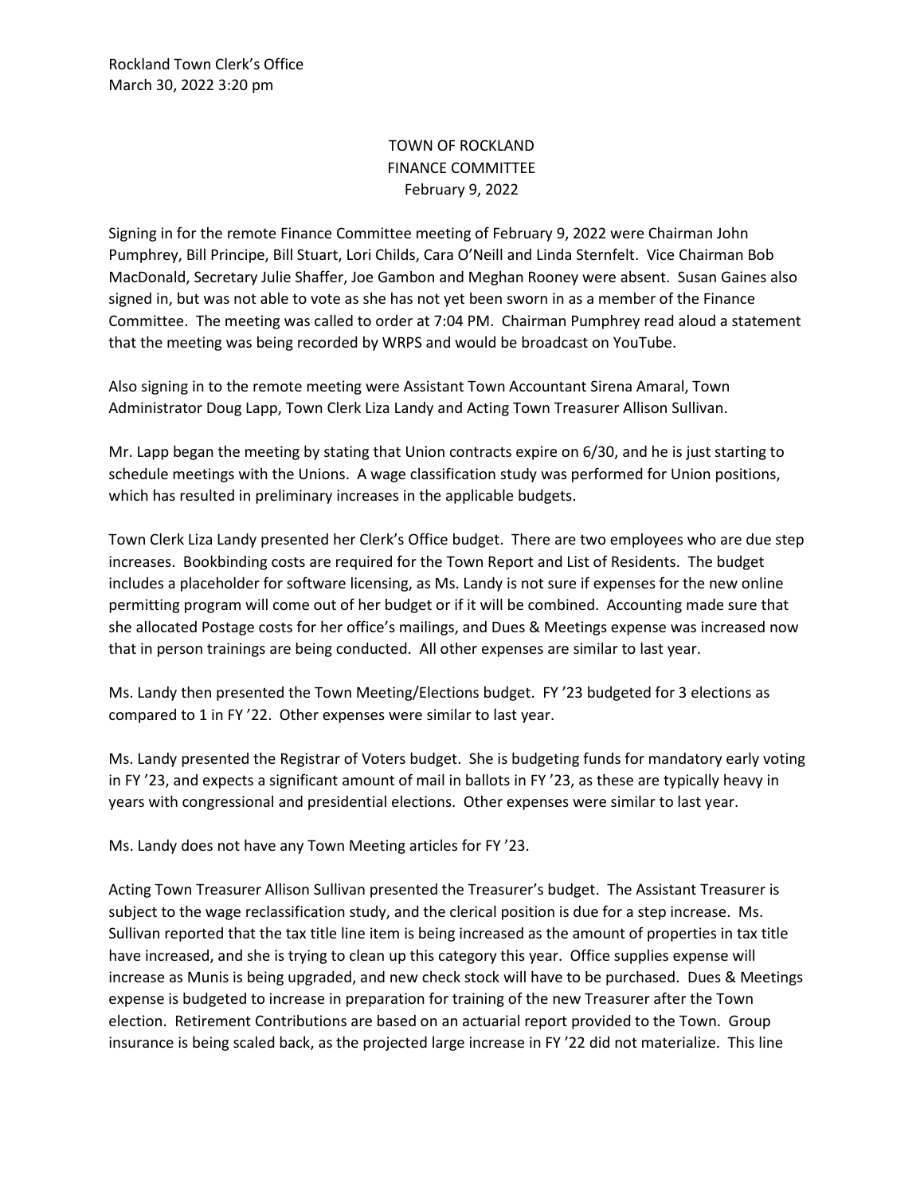Rockland Town Clerk's Office
March 30, 2022 3:20 pm

# TOWN OF ROCKLAND
## FINANCE COMMITTEE
### February 9, 2022

Signing in for the remote Finance Committee meeting of February 9, 2022 were Chairman John Pumphrey, Bill Principe, Bill Stuart, Lori Childs, Cara O'Neill and Linda Sternfelt. Vice Chairman Bob MacDonald, Secretary Julie Shaffer, Joe Gambon and Meghan Rooney were absent. Susan Gaines also signed in, but was not able to vote as she has not yet been sworn in as a member of the Finance Committee. The meeting was called to order at 7:04 PM. Chairman Pumphrey read aloud a statement that the meeting was being recorded by WRPS and would be broadcast on YouTube.

Also signing in to the remote meeting were Assistant Town Accountant Sirena Amaral, Town Administrator Doug Lapp, Town Clerk Liza Landy and Acting Town Treasurer Allison Sullivan.

Mr. Lapp began the meeting by stating that Union contracts expire on 6/30, and he is just starting to schedule meetings with the Unions. A wage classification study was performed for Union positions, which has resulted in preliminary increases in the applicable budgets.

Town Clerk Liza Landy presented her Clerk's Office budget. There are two employees who are due step increases. Bookbinding costs are required for the Town Report and List of Residents. The budget includes a placeholder for software licensing, as Ms. Landy is not sure if expenses for the new online permitting program will come out of her budget or if it will be combined. Accounting made sure that she allocated Postage costs for her office's mailings, and Dues & Meetings expense was increased now that in person trainings are being conducted. All other expenses are similar to last year.

Ms. Landy then presented the Town Meeting/Elections budget. FY '23 budgeted for 3 elections as compared to 1 in FY '22. Other expenses were similar to last year.

Ms. Landy presented the Registrar of Voters budget. She is budgeting funds for mandatory early voting in FY '23, and expects a significant amount of mail in ballots in FY '23, as these are typically heavy in years with congressional and presidential elections. Other expenses were similar to last year.

Ms. Landy does not have any Town Meeting articles for FY '23.

Acting Town Treasurer Allison Sullivan presented the Treasurer's budget. The Assistant Treasurer is subject to the wage reclassification study, and the clerical position is due for a step increase. Ms. Sullivan reported that the tax title line item is being increased as the amount of properties in tax title have increased, and she is trying to clean up this category this year. Office supplies expense will increase as Munis is being upgraded, and new check stock will have to be purchased. Dues & Meetings expense is budgeted to increase in preparation for training of the new Treasurer after the Town election. Retirement Contributions are based on an actuarial report provided to the Town. Group insurance is being scaled back, as the projected large increase in FY '22 did not materialize. This line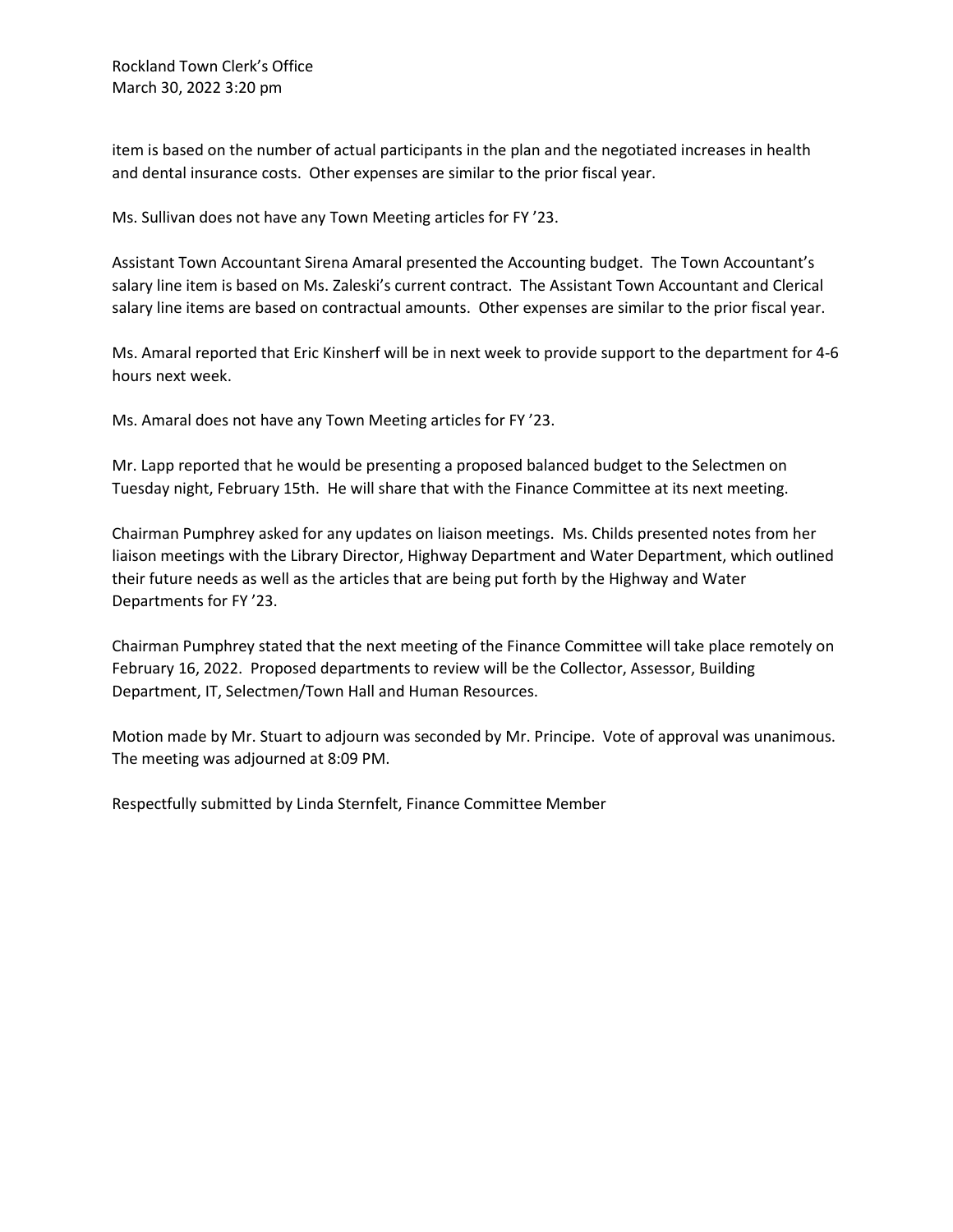item is based on the number of actual participants in the plan and the negotiated increases in health and dental insurance costs. Other expenses are similar to the prior fiscal year.

Ms. Sullivan does not have any Town Meeting articles for FY '23.

Assistant Town Accountant Sirena Amaral presented the Accounting budget. The Town Accountant's salary line item is based on Ms. Zaleski's current contract. The Assistant Town Accountant and Clerical salary line items are based on contractual amounts. Other expenses are similar to the prior fiscal year.

Ms. Amaral reported that Eric Kinsherf will be in next week to provide support to the department for 4-6 hours next week.

Ms. Amaral does not have any Town Meeting articles for FY '23.

Mr. Lapp reported that he would be presenting a proposed balanced budget to the Selectmen on Tuesday night, February 15th. He will share that with the Finance Committee at its next meeting.

Chairman Pumphrey asked for any updates on liaison meetings. Ms. Childs presented notes from her liaison meetings with the Library Director, Highway Department and Water Department, which outlined their future needs as well as the articles that are being put forth by the Highway and Water Departments for FY '23.

Chairman Pumphrey stated that the next meeting of the Finance Committee will take place remotely on February 16, 2022. Proposed departments to review will be the Collector, Assessor, Building Department, IT, Selectmen/Town Hall and Human Resources.

Motion made by Mr. Stuart to adjourn was seconded by Mr. Principe. Vote of approval was unanimous. The meeting was adjourned at 8:09 PM.

Respectfully submitted by Linda Sternfelt, Finance Committee Member